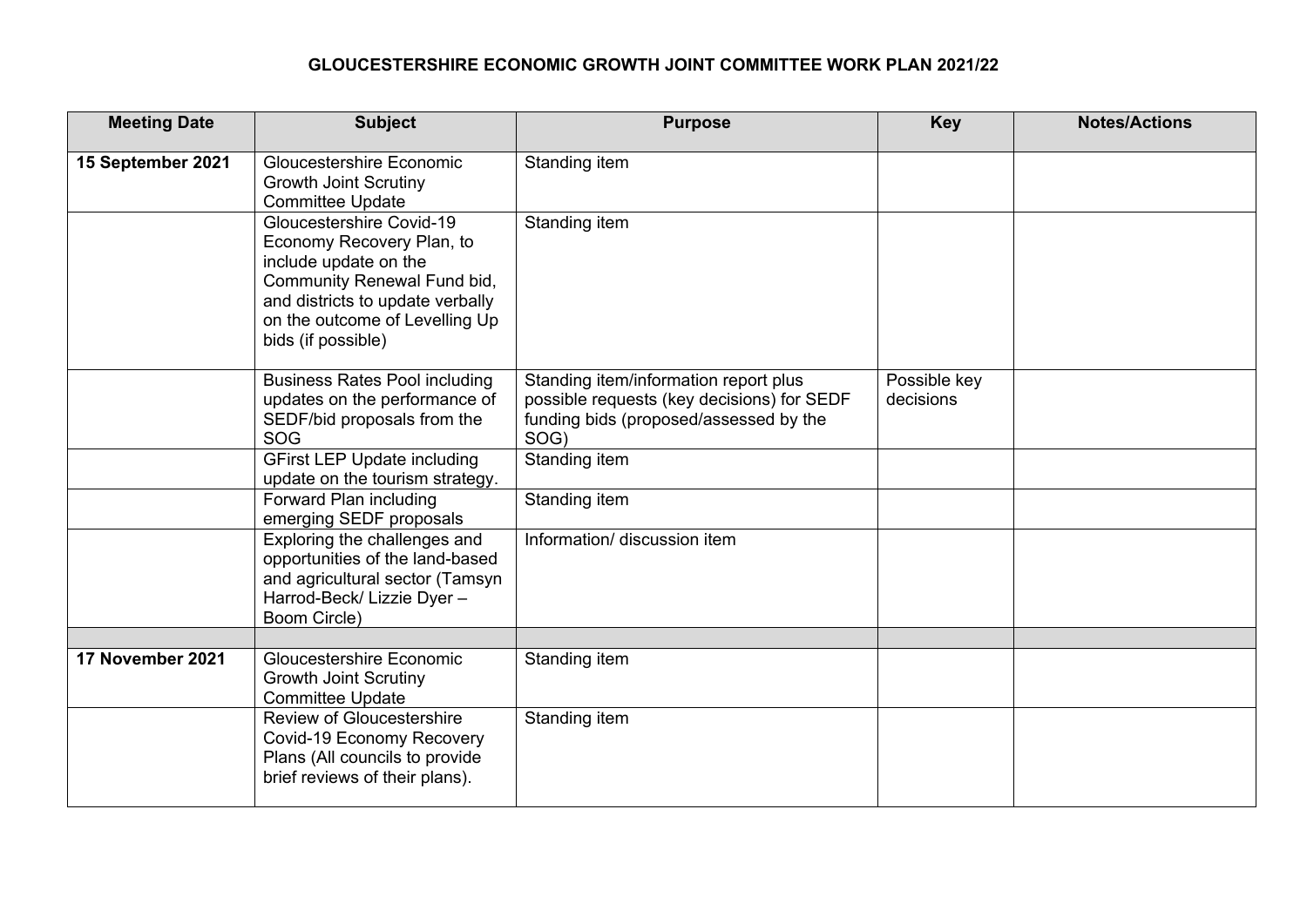# GLOUCESTERSHIRE ECONOMIC GROWTH JOINT COMMITTEE WORK PLAN 2021/22

| Meeting Date | Subject | Purpose | Key | Notes/Actions |
|---|---|---|---|---|
| **15 September 2021** | Gloucestershire Economic Growth Joint Scrutiny Committee Update | Standing item | | |
| | Gloucestershire Covid-19 Economy Recovery Plan, to include update on the Community Renewal Fund bid, and districts to update verbally on the outcome of Levelling Up bids (if possible) | Standing item | | |
| | Business Rates Pool including updates on the performance of SEDF/bid proposals from the SOG | Standing item/information report plus possible requests (key decisions) for SEDF funding bids (proposed/assessed by the SOG) | Possible key decisions | |
| | GFirst LEP Update including update on the tourism strategy. | Standing item | | |
| | Forward Plan including emerging SEDF proposals | Standing item | | |
| | Exploring the challenges and opportunities of the land-based and agricultural sector (Tamsyn Harrod-Beck/ Lizzie Dyer – Boom Circle) | Information/ discussion item | | |
| | | | | |
| **17 November 2021** | Gloucestershire Economic Growth Joint Scrutiny Committee Update | Standing item | | |
| | Review of Gloucestershire Covid-19 Economy Recovery Plans (All councils to provide brief reviews of their plans). | Standing item | | |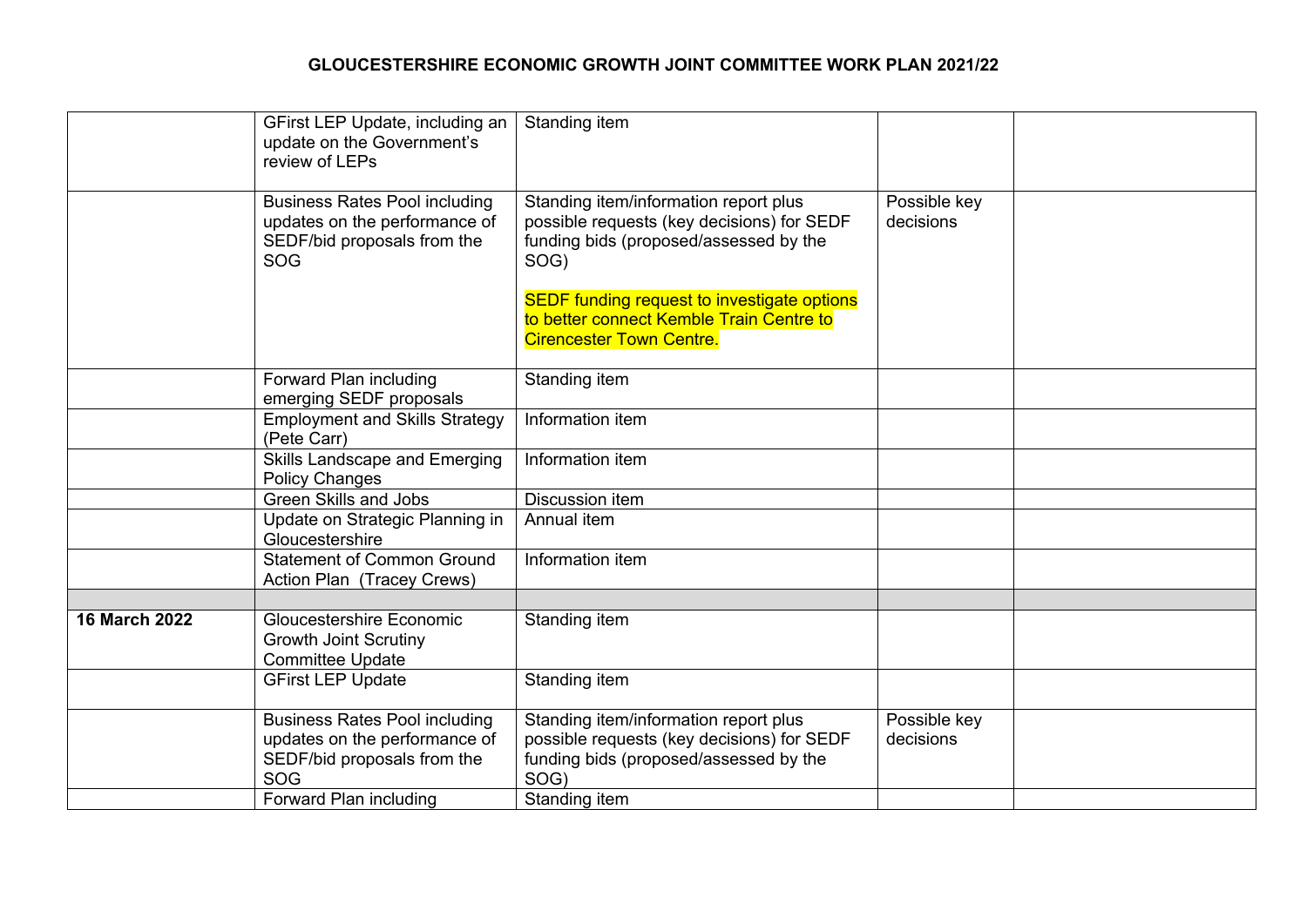# GLOUCESTERSHIRE ECONOMIC GROWTH JOINT COMMITTEE WORK PLAN 2021/22

| | | | | |
|---|---|---|---|---|
| | GFirst LEP Update, including an update on the Government's review of LEPs | Standing item | | |
| | Business Rates Pool including updates on the performance of SEDF/bid proposals from the SOG | Standing item/information report plus possible requests (key decisions) for SEDF funding bids (proposed/assessed by the SOG)<br><br>SEDF funding request to investigate options to better connect Kemble Train Centre to Cirencester Town Centre. | Possible key decisions | |
| | Forward Plan including emerging SEDF proposals | Standing item | | |
| | Employment and Skills Strategy (Pete Carr) | Information item | | |
| | Skills Landscape and Emerging Policy Changes | Information item | | |
| | Green Skills and Jobs | Discussion item | | |
| | Update on Strategic Planning in Gloucestershire | Annual item | | |
| | Statement of Common Ground Action Plan (Tracey Crews) | Information item | | |
| | | | | |
| **16 March 2022** | Gloucestershire Economic Growth Joint Scrutiny Committee Update | Standing item | | |
| | GFirst LEP Update | Standing item | | |
| | Business Rates Pool including updates on the performance of SEDF/bid proposals from the SOG | Standing item/information report plus possible requests (key decisions) for SEDF funding bids (proposed/assessed by the SOG) | Possible key decisions | |
| | Forward Plan including | Standing item | | |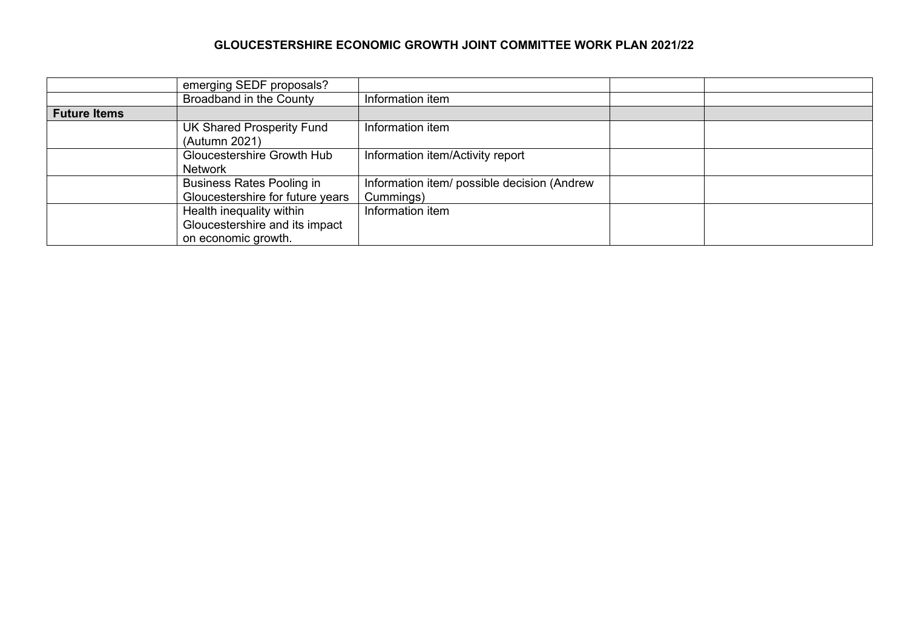## GLOUCESTERSHIRE ECONOMIC GROWTH JOINT COMMITTEE WORK PLAN 2021/22

| | | | | |
|---|---|---|---|---|
| | emerging SEDF proposals? | | | |
| | Broadband in the County | Information item | | |
| **Future Items** | | | | |
| | UK Shared Prosperity Fund (Autumn 2021) | Information item | | |
| | Gloucestershire Growth Hub Network | Information item/Activity report | | |
| | Business Rates Pooling in Gloucestershire for future years | Information item/ possible decision (Andrew Cummings) | | |
| | Health inequality within Gloucestershire and its impact on economic growth. | Information item | | |